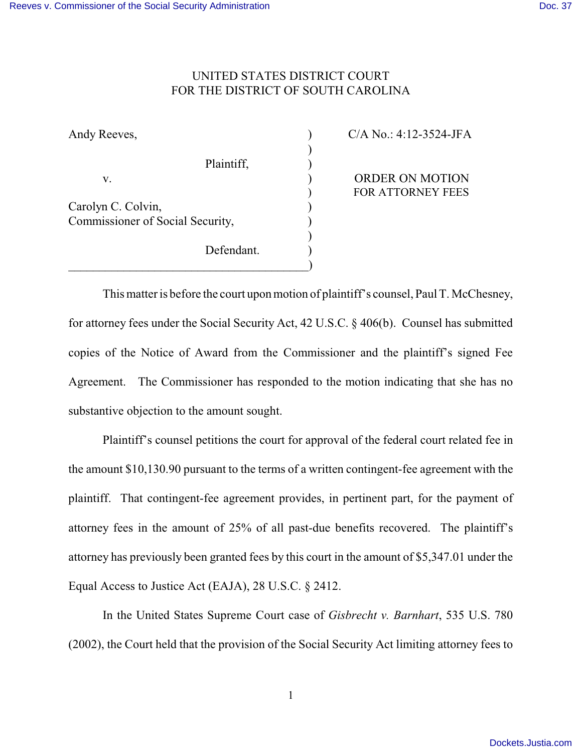UNITED STATES DISTRICT COURT
FOR THE DISTRICT OF SOUTH CAROLINA

| | |
|---|---|
| Andy Reeves,<br><br>Plaintiff,<br><br>v.<br><br>Carolyn C. Colvin,<br>Commissioner of Social Security,<br><br>Defendant. | C/A No.: 4:12-3524-JFA<br><br>ORDER ON MOTION FOR ATTORNEY FEES |

This matter is before the court upon motion of plaintiff's counsel, Paul T. McChesney, for attorney fees under the Social Security Act, 42 U.S.C. § 406(b). Counsel has submitted copies of the Notice of Award from the Commissioner and the plaintiff's signed Fee Agreement. The Commissioner has responded to the motion indicating that she has no substantive objection to the amount sought.

Plaintiff's counsel petitions the court for approval of the federal court related fee in the amount $10,130.90 pursuant to the terms of a written contingent-fee agreement with the plaintiff. That contingent-fee agreement provides, in pertinent part, for the payment of attorney fees in the amount of 25% of all past-due benefits recovered. The plaintiff's attorney has previously been granted fees by this court in the amount of $5,347.01 under the Equal Access to Justice Act (EAJA), 28 U.S.C. § 2412.

In the United States Supreme Court case of *Gisbrecht v. Barnhart*, 535 U.S. 780 (2002), the Court held that the provision of the Social Security Act limiting attorney fees to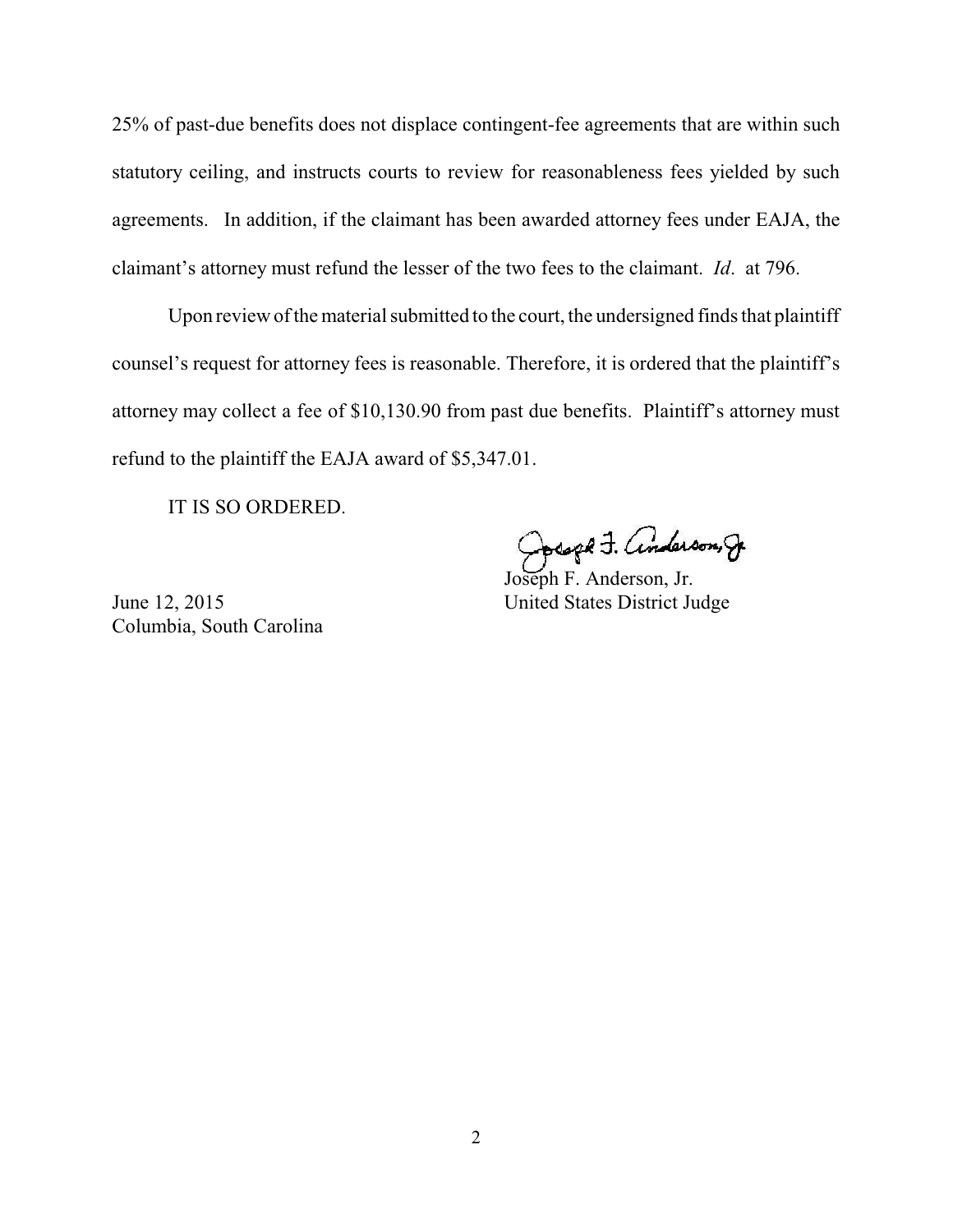25% of past-due benefits does not displace contingent-fee agreements that are within such statutory ceiling, and instructs courts to review for reasonableness fees yielded by such agreements. In addition, if the claimant has been awarded attorney fees under EAJA, the claimant's attorney must refund the lesser of the two fees to the claimant. *Id*. at 796.

Upon review of the material submitted to the court, the undersigned finds that plaintiff counsel's request for attorney fees is reasonable. Therefore, it is ordered that the plaintiff's attorney may collect a fee of $10,130.90 from past due benefits. Plaintiff's attorney must refund to the plaintiff the EAJA award of $5,347.01.

IT IS SO ORDERED.

Joseph F. Anderson, Jr.
United States District Judge

June 12, 2015
Columbia, South Carolina